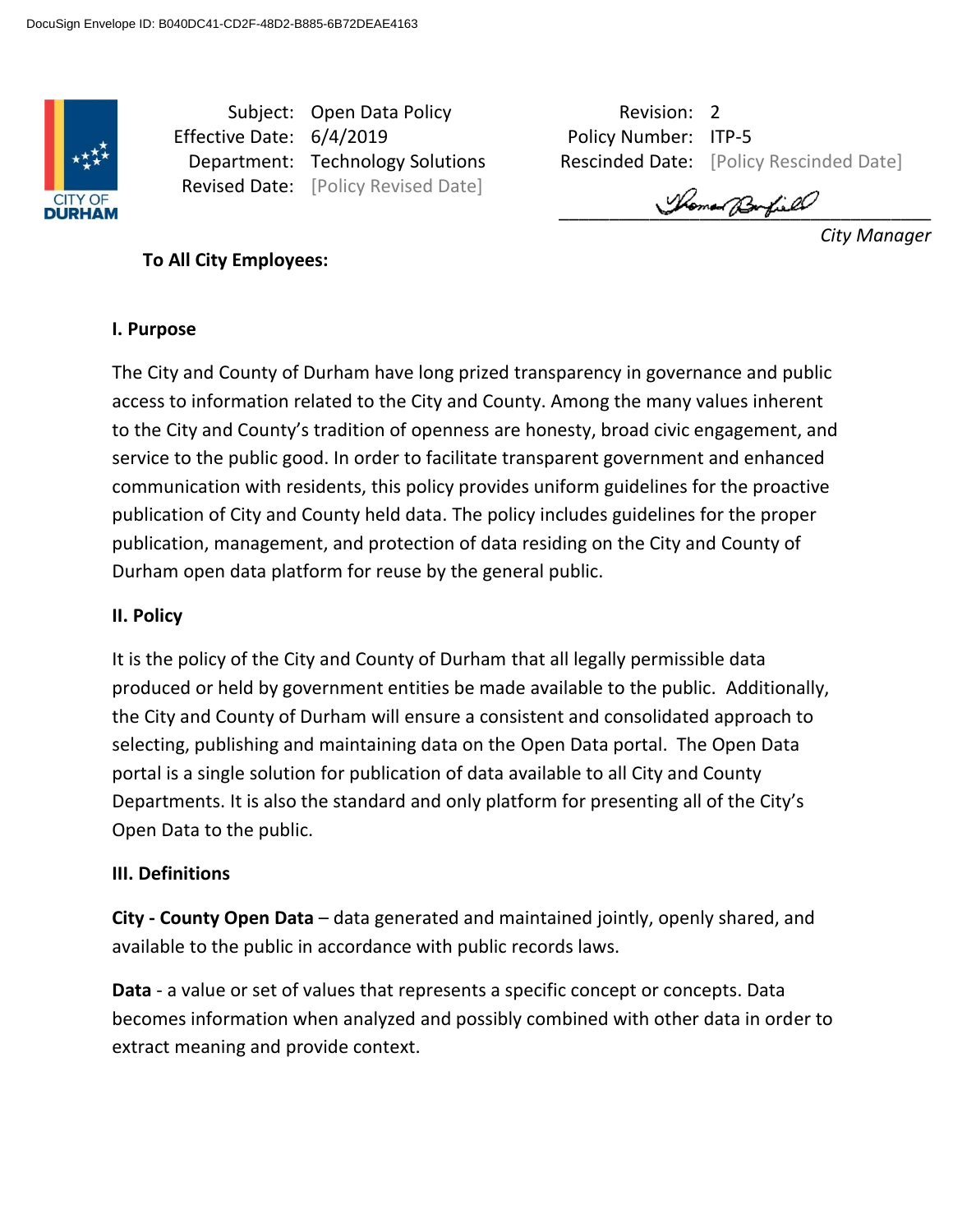DocuSign Envelope ID: B040DC41-CD2F-48D2-B885-6B72DEAE4163

CITY OF DURHAM

| | | | |
|---|---|---|---|
| Subject: | Open Data Policy | Revision: | 2 |
| Effective Date: | 6/4/2019 | Policy Number: | ITP-5 |
| Department: | Technology Solutions | Rescinded Date: | [Policy Rescinded Date] |
| Revised Date: | [Policy Revised Date] | | |

*City Manager*

**To All City Employees:**

**I. Purpose**

The City and County of Durham have long prized transparency in governance and public access to information related to the City and County. Among the many values inherent to the City and County's tradition of openness are honesty, broad civic engagement, and service to the public good. In order to facilitate transparent government and enhanced communication with residents, this policy provides uniform guidelines for the proactive publication of City and County held data. The policy includes guidelines for the proper publication, management, and protection of data residing on the City and County of Durham open data platform for reuse by the general public.

**II. Policy**

It is the policy of the City and County of Durham that all legally permissible data produced or held by government entities be made available to the public. Additionally, the City and County of Durham will ensure a consistent and consolidated approach to selecting, publishing and maintaining data on the Open Data portal. The Open Data portal is a single solution for publication of data available to all City and County Departments. It is also the standard and only platform for presenting all of the City's Open Data to the public.

**III. Definitions**

**City - County Open Data** – data generated and maintained jointly, openly shared, and available to the public in accordance with public records laws.

**Data** - a value or set of values that represents a specific concept or concepts. Data becomes information when analyzed and possibly combined with other data in order to extract meaning and provide context.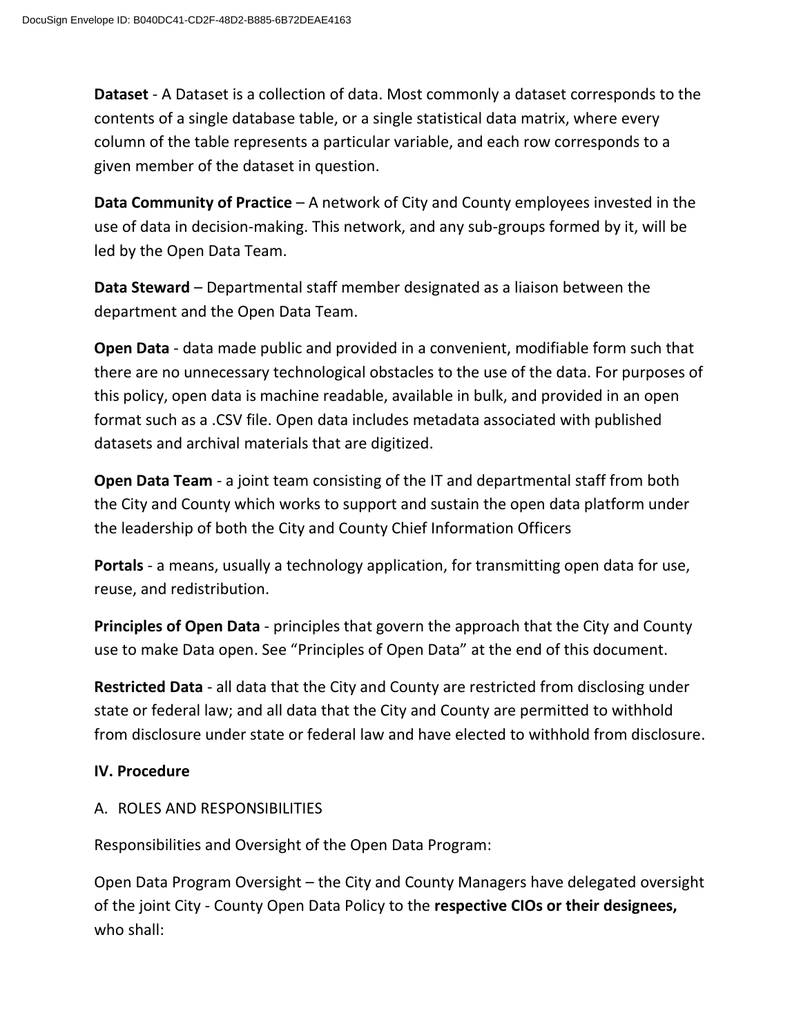**Dataset** - A Dataset is a collection of data. Most commonly a dataset corresponds to the contents of a single database table, or a single statistical data matrix, where every column of the table represents a particular variable, and each row corresponds to a given member of the dataset in question.

**Data Community of Practice** – A network of City and County employees invested in the use of data in decision-making. This network, and any sub-groups formed by it, will be led by the Open Data Team.

**Data Steward** – Departmental staff member designated as a liaison between the department and the Open Data Team.

**Open Data** - data made public and provided in a convenient, modifiable form such that there are no unnecessary technological obstacles to the use of the data. For purposes of this policy, open data is machine readable, available in bulk, and provided in an open format such as a .CSV file. Open data includes metadata associated with published datasets and archival materials that are digitized.

**Open Data Team** - a joint team consisting of the IT and departmental staff from both the City and County which works to support and sustain the open data platform under the leadership of both the City and County Chief Information Officers

**Portals** - a means, usually a technology application, for transmitting open data for use, reuse, and redistribution.

**Principles of Open Data** - principles that govern the approach that the City and County use to make Data open. See "Principles of Open Data" at the end of this document.

**Restricted Data** - all data that the City and County are restricted from disclosing under state or federal law; and all data that the City and County are permitted to withhold from disclosure under state or federal law and have elected to withhold from disclosure.

**IV. Procedure**

A. ROLES AND RESPONSIBILITIES

Responsibilities and Oversight of the Open Data Program:

Open Data Program Oversight – the City and County Managers have delegated oversight of the joint City - County Open Data Policy to the **respective CIOs or their designees,** who shall: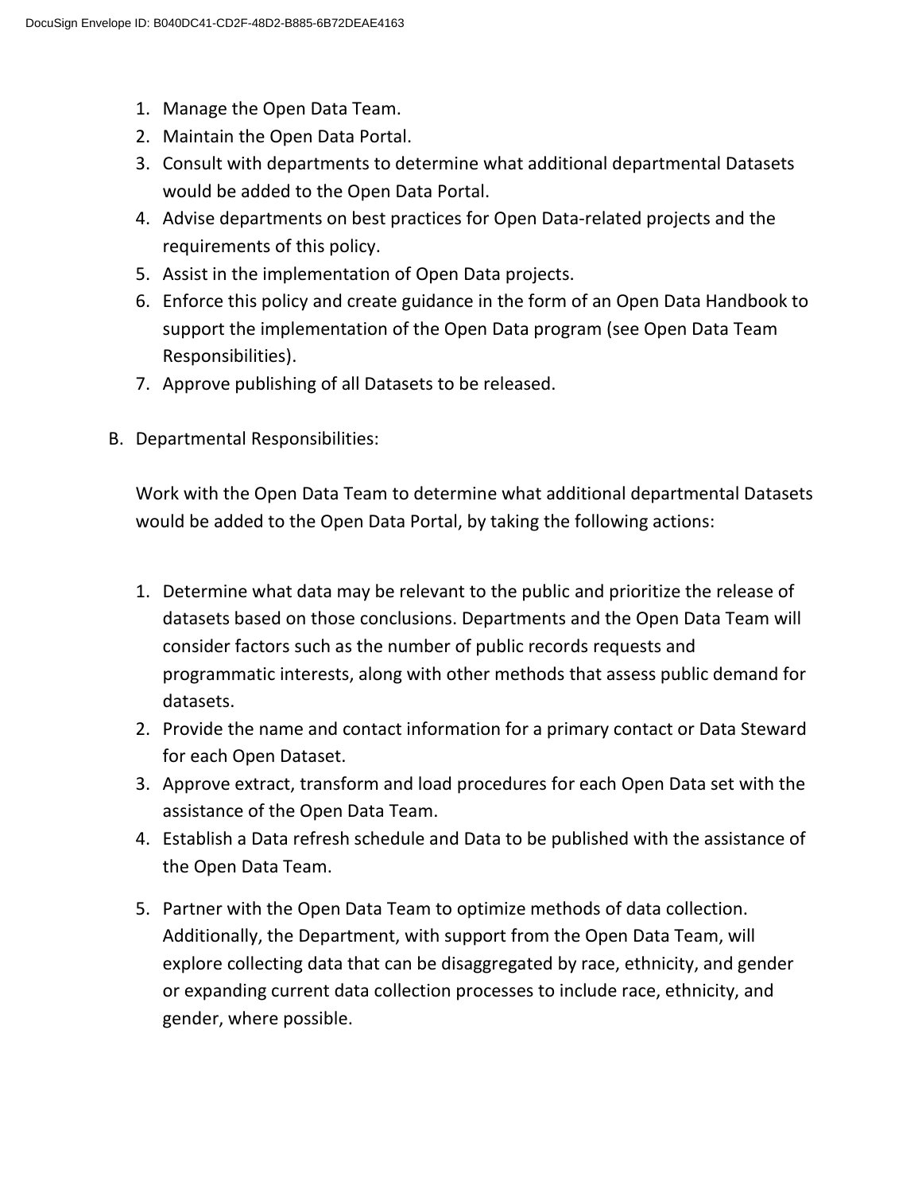1. Manage the Open Data Team.
2. Maintain the Open Data Portal.
3. Consult with departments to determine what additional departmental Datasets would be added to the Open Data Portal.
4. Advise departments on best practices for Open Data-related projects and the requirements of this policy.
5. Assist in the implementation of Open Data projects.
6. Enforce this policy and create guidance in the form of an Open Data Handbook to support the implementation of the Open Data program (see Open Data Team Responsibilities).
7. Approve publishing of all Datasets to be released.

B. Departmental Responsibilities:

Work with the Open Data Team to determine what additional departmental Datasets would be added to the Open Data Portal, by taking the following actions:

1. Determine what data may be relevant to the public and prioritize the release of datasets based on those conclusions. Departments and the Open Data Team will consider factors such as the number of public records requests and programmatic interests, along with other methods that assess public demand for datasets.
2. Provide the name and contact information for a primary contact or Data Steward for each Open Dataset.
3. Approve extract, transform and load procedures for each Open Data set with the assistance of the Open Data Team.
4. Establish a Data refresh schedule and Data to be published with the assistance of the Open Data Team.
5. Partner with the Open Data Team to optimize methods of data collection. Additionally, the Department, with support from the Open Data Team, will explore collecting data that can be disaggregated by race, ethnicity, and gender or expanding current data collection processes to include race, ethnicity, and gender, where possible.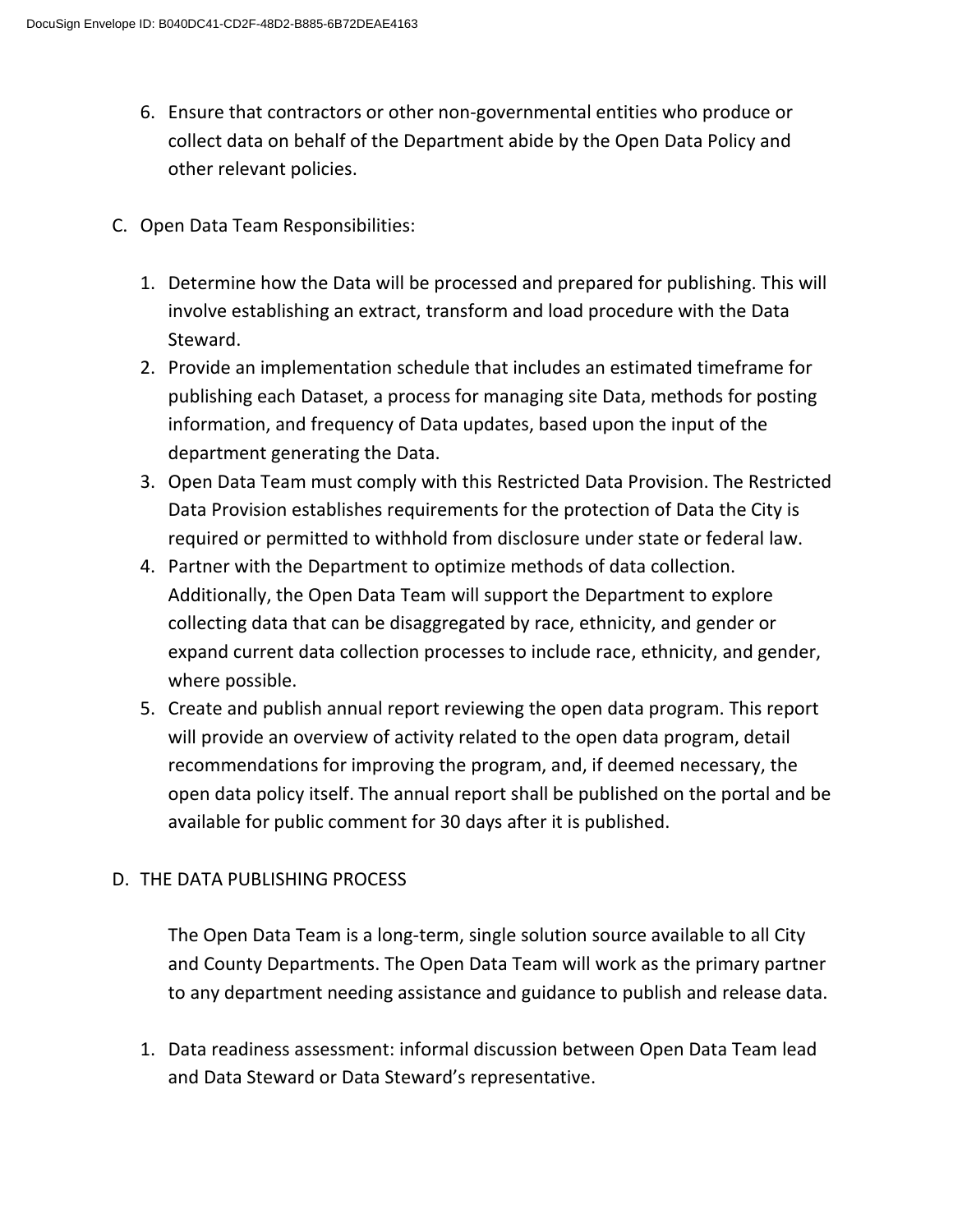6. Ensure that contractors or other non-governmental entities who produce or collect data on behalf of the Department abide by the Open Data Policy and other relevant policies.

C. Open Data Team Responsibilities:

1. Determine how the Data will be processed and prepared for publishing. This will involve establishing an extract, transform and load procedure with the Data Steward.
2. Provide an implementation schedule that includes an estimated timeframe for publishing each Dataset, a process for managing site Data, methods for posting information, and frequency of Data updates, based upon the input of the department generating the Data.
3. Open Data Team must comply with this Restricted Data Provision. The Restricted Data Provision establishes requirements for the protection of Data the City is required or permitted to withhold from disclosure under state or federal law.
4. Partner with the Department to optimize methods of data collection. Additionally, the Open Data Team will support the Department to explore collecting data that can be disaggregated by race, ethnicity, and gender or expand current data collection processes to include race, ethnicity, and gender, where possible.
5. Create and publish annual report reviewing the open data program. This report will provide an overview of activity related to the open data program, detail recommendations for improving the program, and, if deemed necessary, the open data policy itself. The annual report shall be published on the portal and be available for public comment for 30 days after it is published.

D. THE DATA PUBLISHING PROCESS

The Open Data Team is a long-term, single solution source available to all City and County Departments. The Open Data Team will work as the primary partner to any department needing assistance and guidance to publish and release data.

1. Data readiness assessment: informal discussion between Open Data Team lead and Data Steward or Data Steward's representative.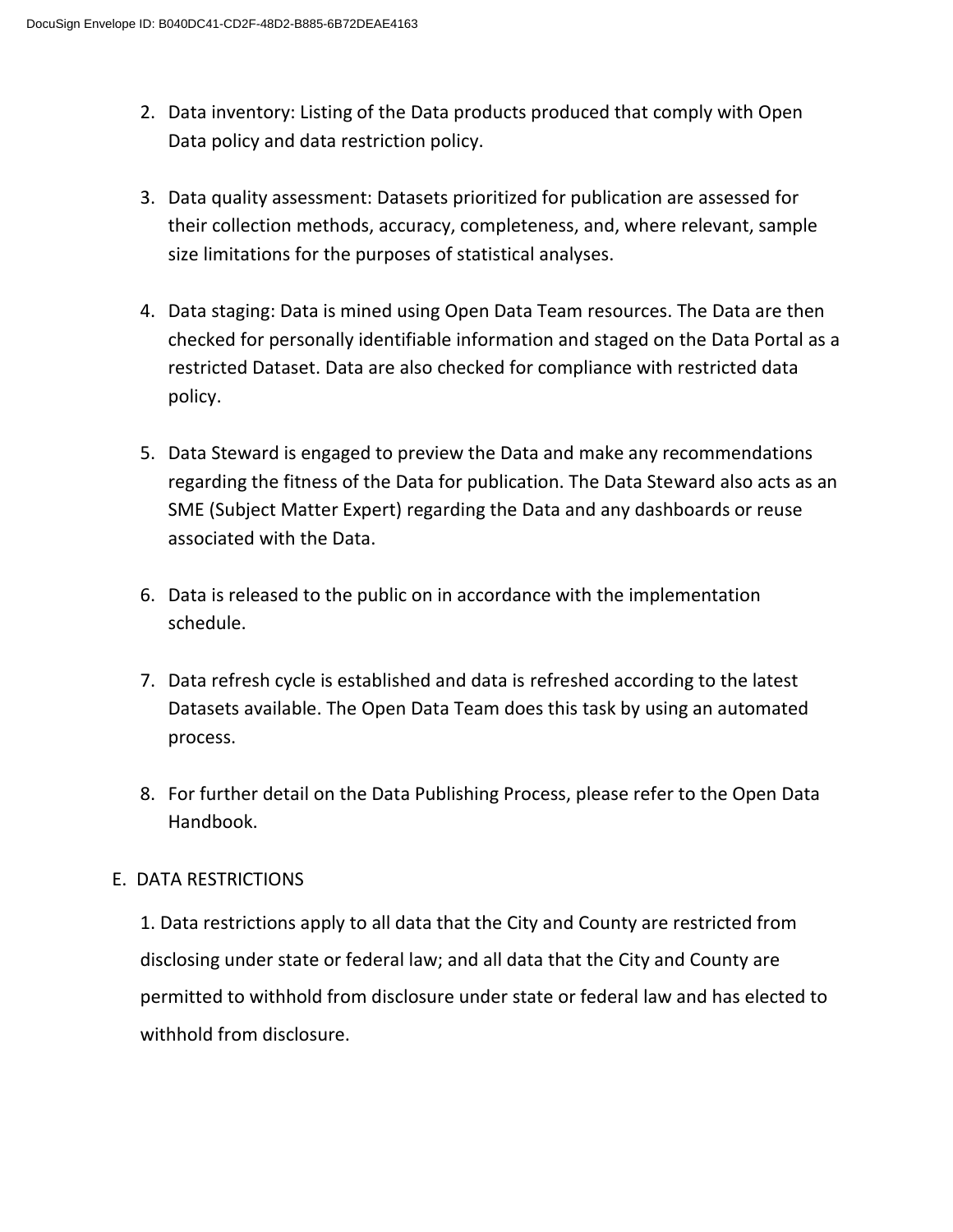2. Data inventory: Listing of the Data products produced that comply with Open Data policy and data restriction policy.

3. Data quality assessment: Datasets prioritized for publication are assessed for their collection methods, accuracy, completeness, and, where relevant, sample size limitations for the purposes of statistical analyses.

4. Data staging: Data is mined using Open Data Team resources. The Data are then checked for personally identifiable information and staged on the Data Portal as a restricted Dataset. Data are also checked for compliance with restricted data policy.

5. Data Steward is engaged to preview the Data and make any recommendations regarding the fitness of the Data for publication. The Data Steward also acts as an SME (Subject Matter Expert) regarding the Data and any dashboards or reuse associated with the Data.

6. Data is released to the public on in accordance with the implementation schedule.

7. Data refresh cycle is established and data is refreshed according to the latest Datasets available. The Open Data Team does this task by using an automated process.

8. For further detail on the Data Publishing Process, please refer to the Open Data Handbook.

E. DATA RESTRICTIONS

1. Data restrictions apply to all data that the City and County are restricted from disclosing under state or federal law; and all data that the City and County are permitted to withhold from disclosure under state or federal law and has elected to withhold from disclosure.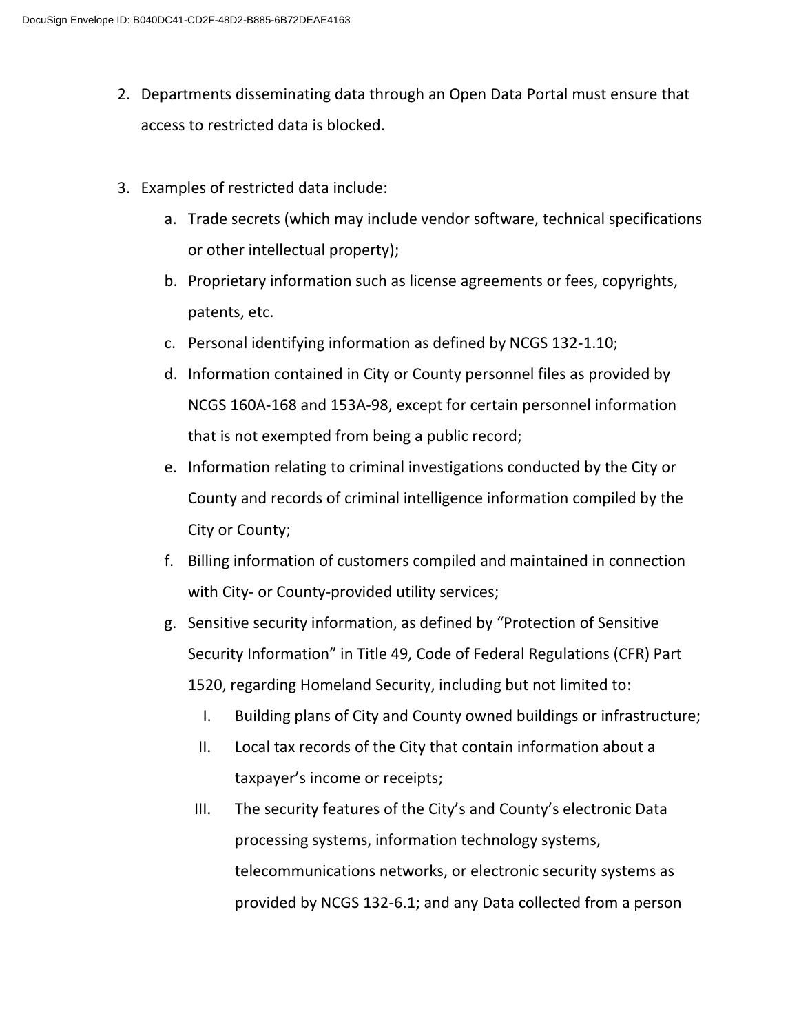2. Departments disseminating data through an Open Data Portal must ensure that access to restricted data is blocked.

3. Examples of restricted data include:
    a. Trade secrets (which may include vendor software, technical specifications or other intellectual property);
    b. Proprietary information such as license agreements or fees, copyrights, patents, etc.
    c. Personal identifying information as defined by NCGS 132-1.10;
    d. Information contained in City or County personnel files as provided by NCGS 160A-168 and 153A-98, except for certain personnel information that is not exempted from being a public record;
    e. Information relating to criminal investigations conducted by the City or County and records of criminal intelligence information compiled by the City or County;
    f. Billing information of customers compiled and maintained in connection with City- or County-provided utility services;
    g. Sensitive security information, as defined by "Protection of Sensitive Security Information" in Title 49, Code of Federal Regulations (CFR) Part 1520, regarding Homeland Security, including but not limited to:
        I. Building plans of City and County owned buildings or infrastructure;
        II. Local tax records of the City that contain information about a taxpayer's income or receipts;
        III. The security features of the City's and County's electronic Data processing systems, information technology systems, telecommunications networks, or electronic security systems as provided by NCGS 132-6.1; and any Data collected from a person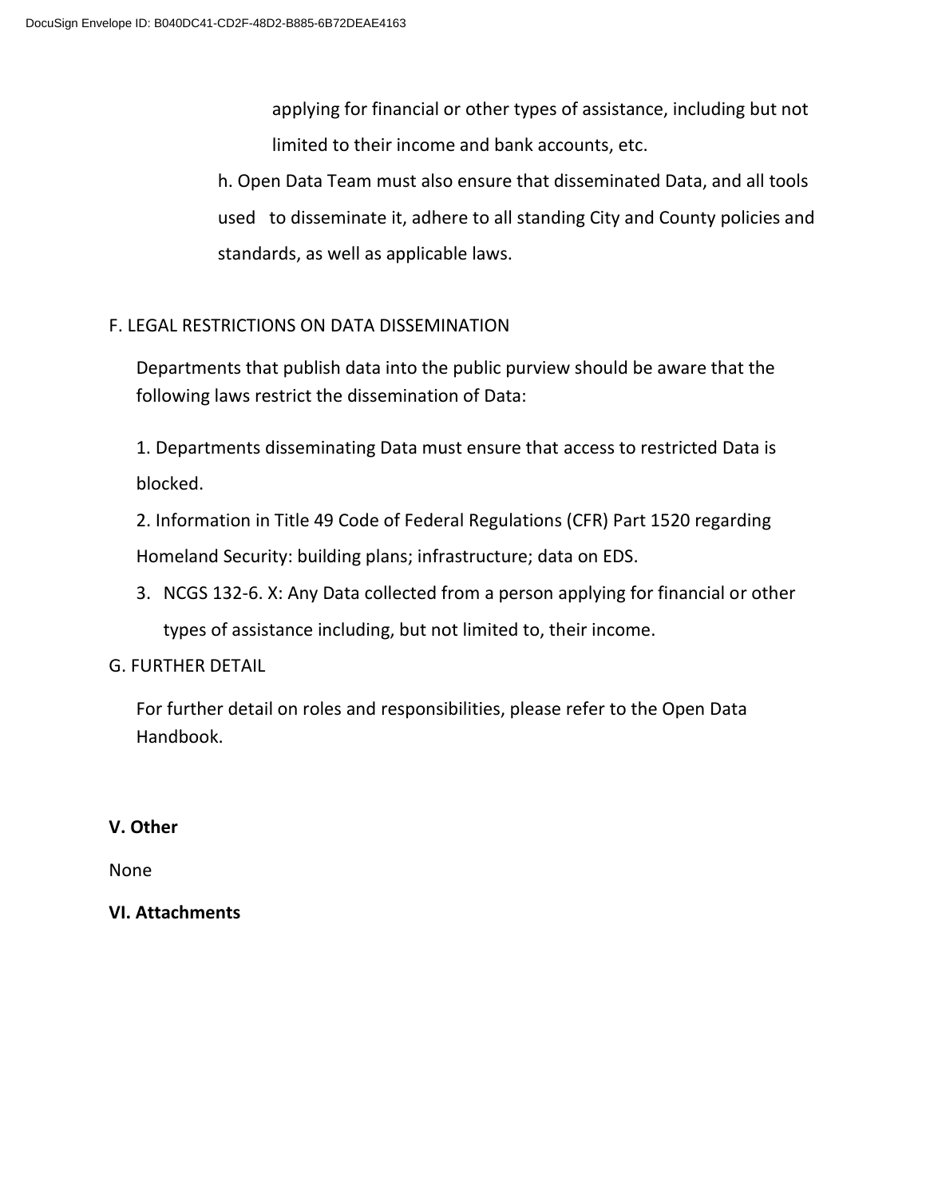applying for financial or other types of assistance, including but not limited to their income and bank accounts, etc.

h. Open Data Team must also ensure that disseminated Data, and all tools used to disseminate it, adhere to all standing City and County policies and standards, as well as applicable laws.

F. LEGAL RESTRICTIONS ON DATA DISSEMINATION

Departments that publish data into the public purview should be aware that the following laws restrict the dissemination of Data:

1. Departments disseminating Data must ensure that access to restricted Data is blocked.
2. Information in Title 49 Code of Federal Regulations (CFR) Part 1520 regarding Homeland Security: building plans; infrastructure; data on EDS.
3. NCGS 132-6. X: Any Data collected from a person applying for financial or other types of assistance including, but not limited to, their income.

G. FURTHER DETAIL

For further detail on roles and responsibilities, please refer to the Open Data Handbook.

**V. Other**

None

**VI. Attachments**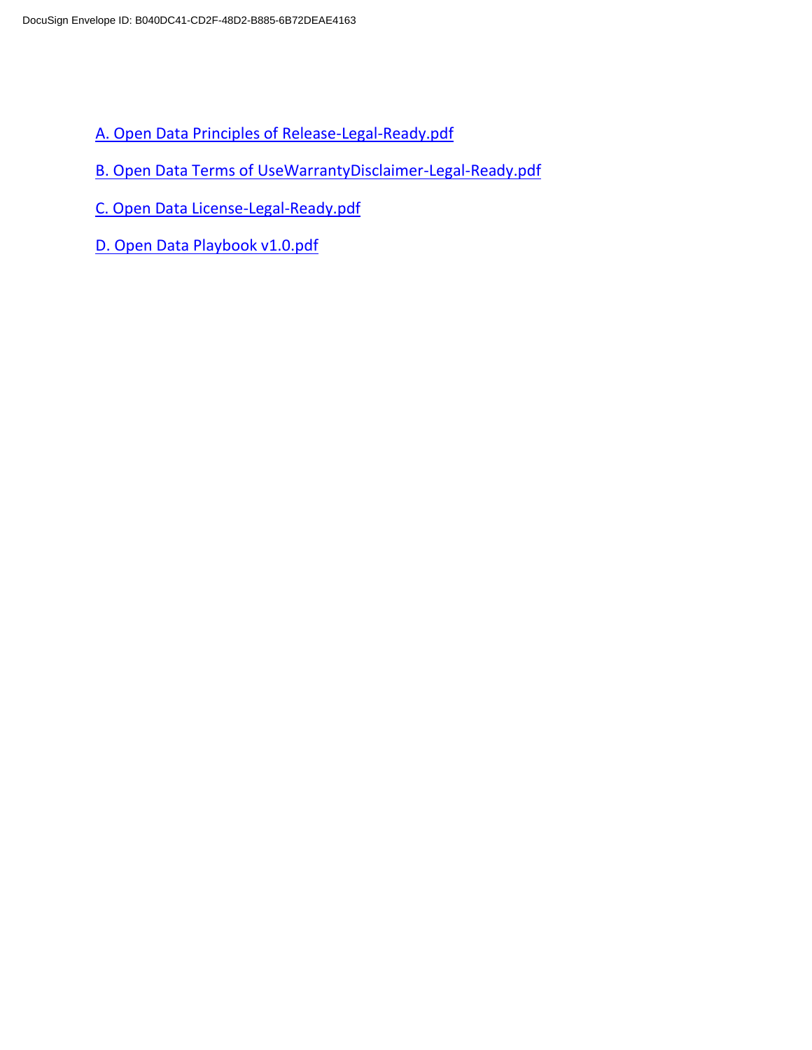A. Open Data Principles of Release-Legal-Ready.pdf

B. Open Data Terms of UseWarrantyDisclaimer-Legal-Ready.pdf

C. Open Data License-Legal-Ready.pdf

D. Open Data Playbook v1.0.pdf